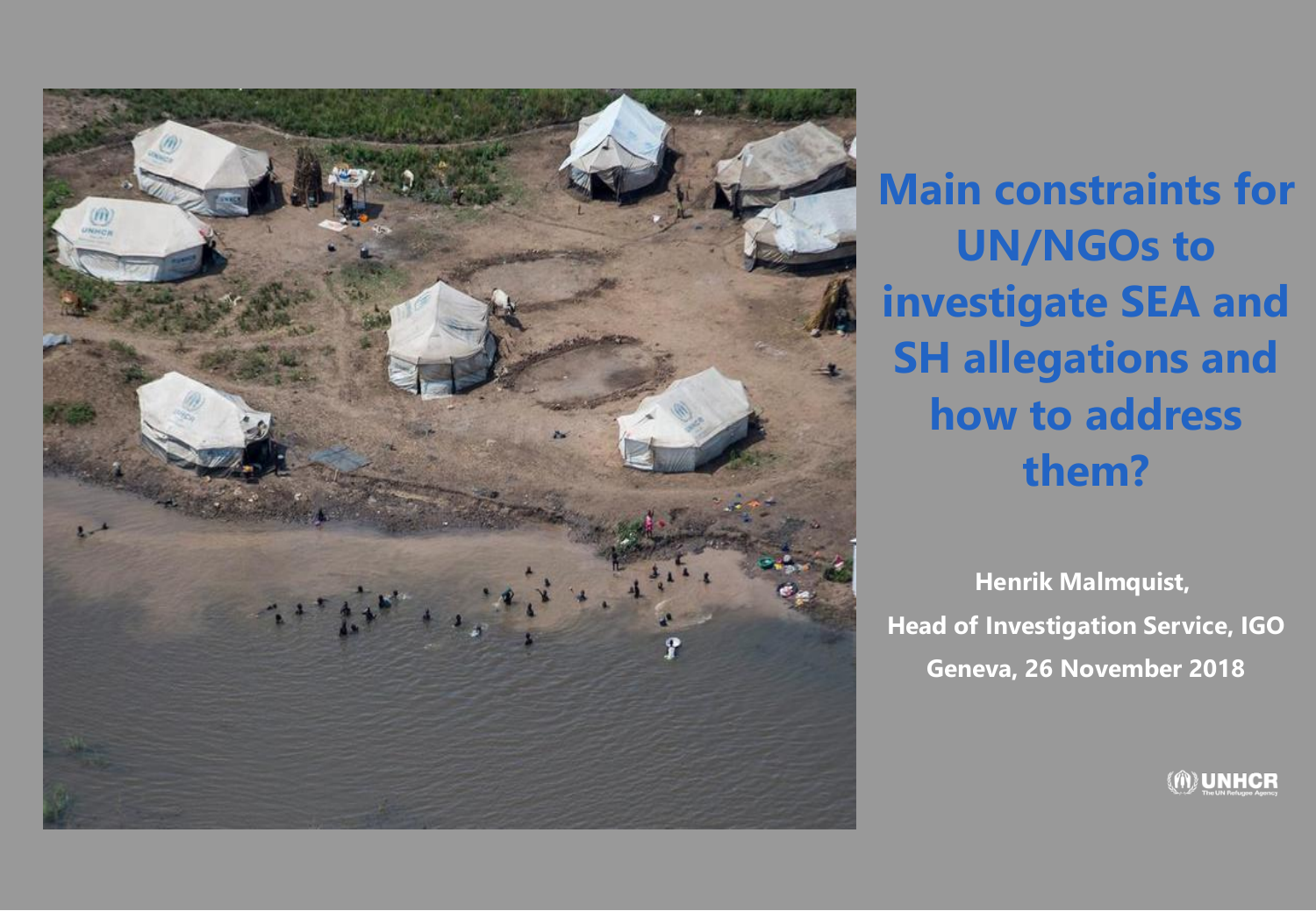# Main constraints for UN/NGOs to investigate SEA and SH allegations and how to address them?

**Henrik Malmquist,**

**Head of Investigation Service, IGO**

**Geneva, 26 November 2018**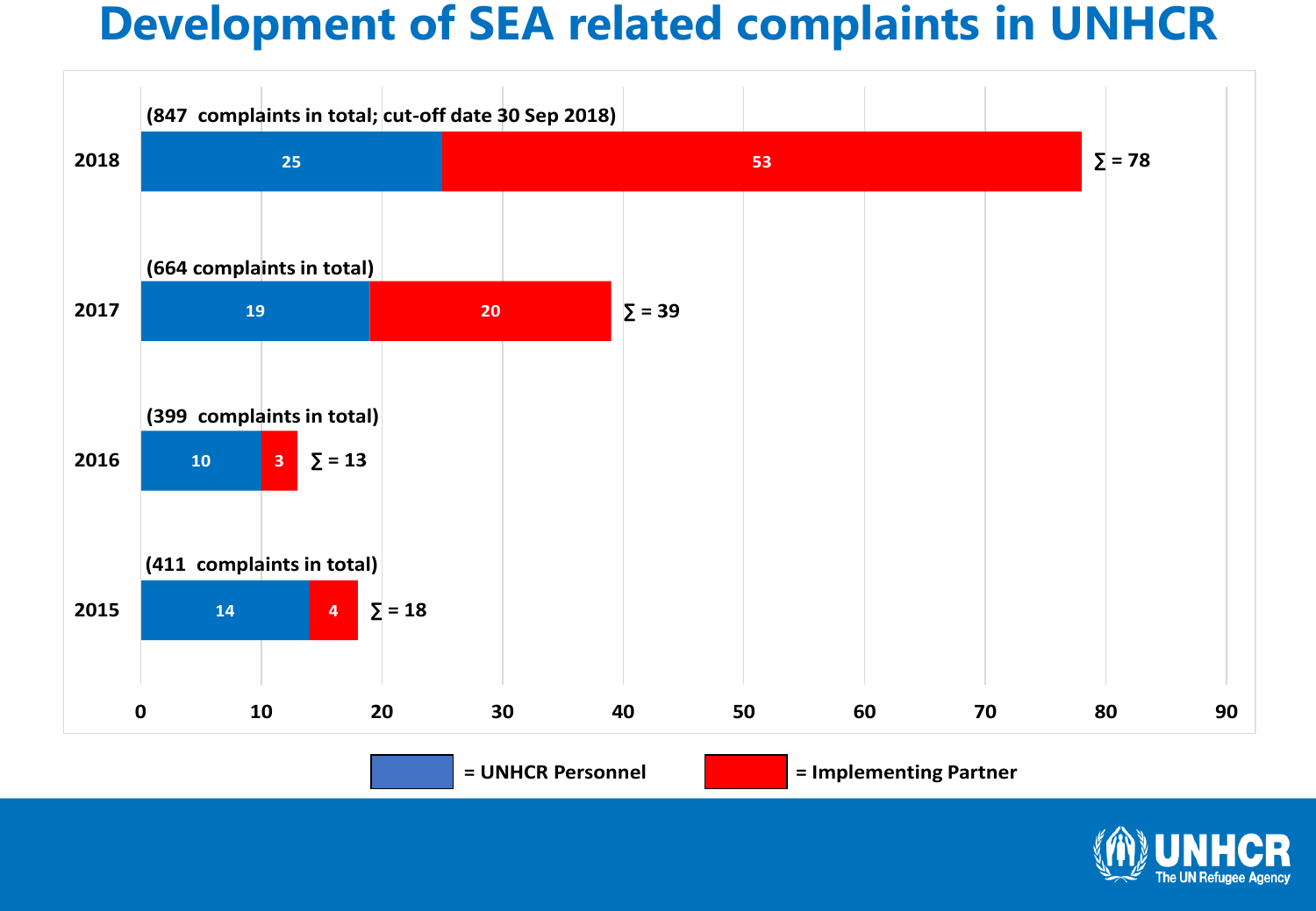# Development of SEA related complaints in UNHCR

| Year | Complaints in total | UNHCR Personnel | Implementing Partner | ∑ |
|---|---|---|---|---|
| 2018 | 847 complaints in total; cut-off date 30 Sep 2018 | 25 | 53 | ∑ = 78 |
| 2017 | 664 complaints in total | 19 | 20 | ∑ = 39 |
| 2016 | 399 complaints in total | 10 | 3 | ∑ = 13 |
| 2015 | 411 complaints in total | 14 | 4 | ∑ = 18 |

= UNHCR Personnel = Implementing Partner

UNHCR
The UN Refugee Agency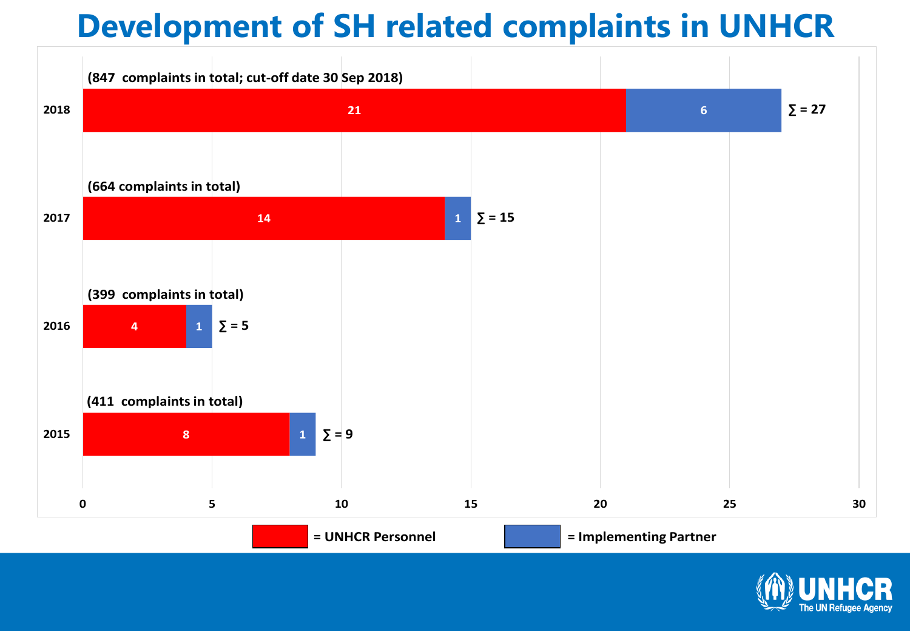# Development of SH related complaints in UNHCR

| Year | Total complaints | UNHCR Personnel | Implementing Partner | ∑ |
|---|---|---|---|---|
| 2018 | (847 complaints in total; cut-off date 30 Sep 2018) | 21 | 6 | ∑ = 27 |
| 2017 | (664 complaints in total) | 14 | 1 | ∑ = 15 |
| 2016 | (399 complaints in total) | 4 | 1 | ∑ = 5 |
| 2015 | (411 complaints in total) | 8 | 1 | ∑ = 9 |

= UNHCR Personnel    = Implementing Partner

UNHCR
The UN Refugee Agency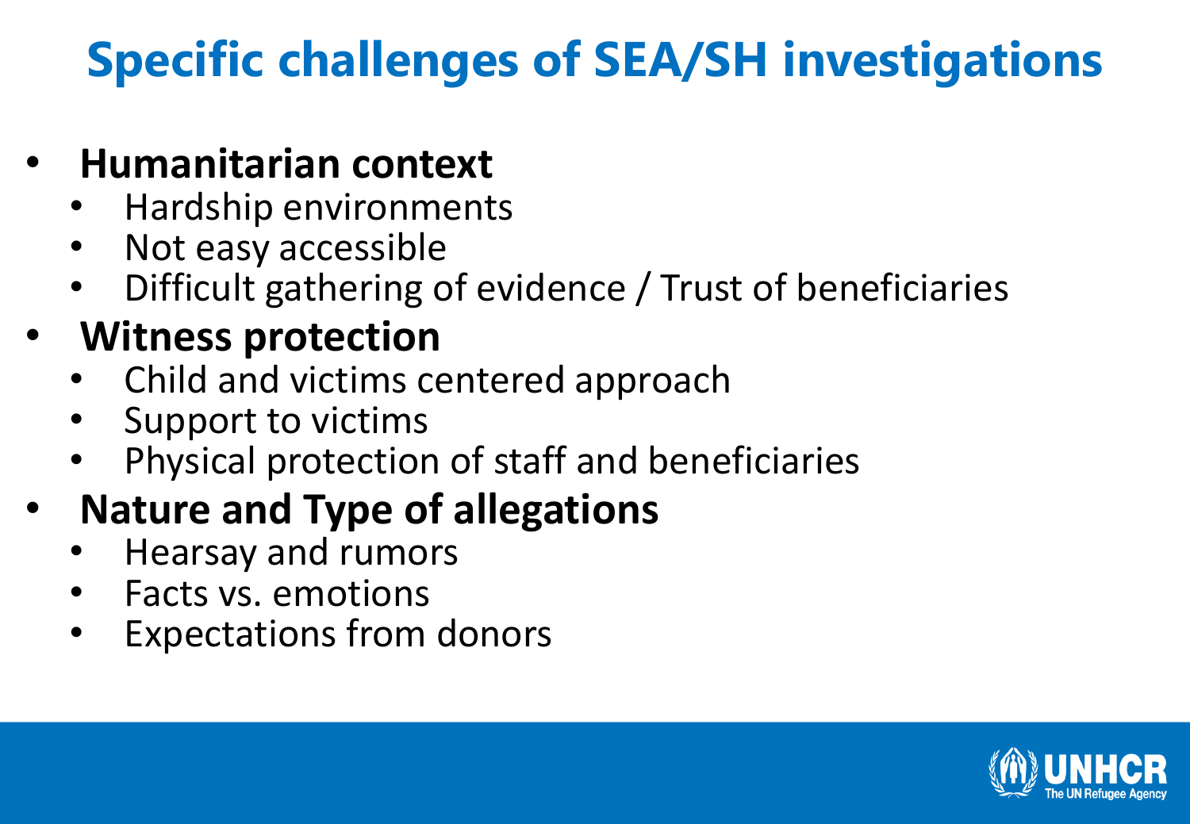# Specific challenges of SEA/SH investigations

- **Humanitarian context**
  - Hardship environments
  - Not easy accessible
  - Difficult gathering of evidence / Trust of beneficiaries
- **Witness protection**
  - Child and victims centered approach
  - Support to victims
  - Physical protection of staff and beneficiaries
- **Nature and Type of allegations**
  - Hearsay and rumors
  - Facts vs. emotions
  - Expectations from donors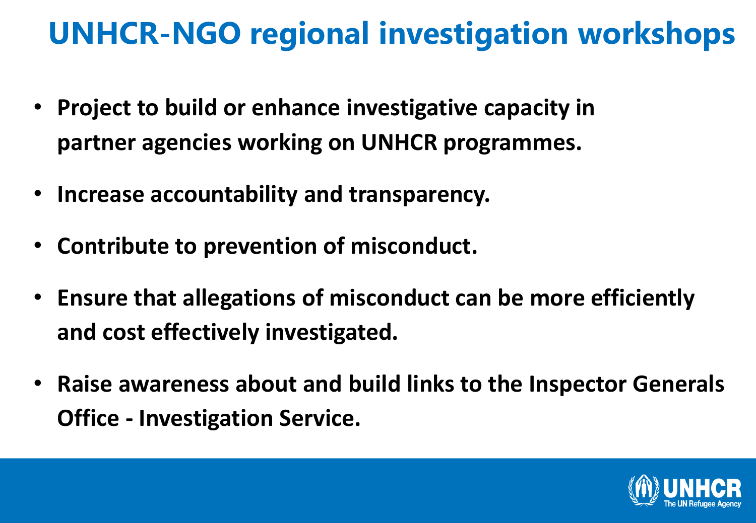# UNHCR-NGO regional investigation workshops

- **Project to build or enhance investigative capacity in partner agencies working on UNHCR programmes.**
- **Increase accountability and transparency.**
- **Contribute to prevention of misconduct.**
- **Ensure that allegations of misconduct can be more efficiently and cost effectively investigated.**
- **Raise awareness about and build links to the Inspector Generals Office - Investigation Service.**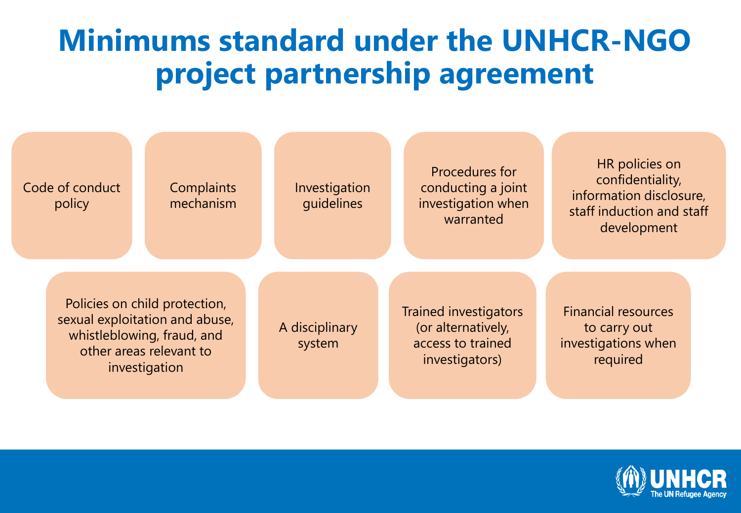# Minimums standard under the UNHCR-NGO project partnership agreement

- Code of conduct policy
- Complaints mechanism
- Investigation guidelines
- Procedures for conducting a joint investigation when warranted
- HR policies on confidentiality, information disclosure, staff induction and staff development
- Policies on child protection, sexual exploitation and abuse, whistleblowing, fraud, and other areas relevant to investigation
- A disciplinary system
- Trained investigators (or alternatively, access to trained investigators)
- Financial resources to carry out investigations when required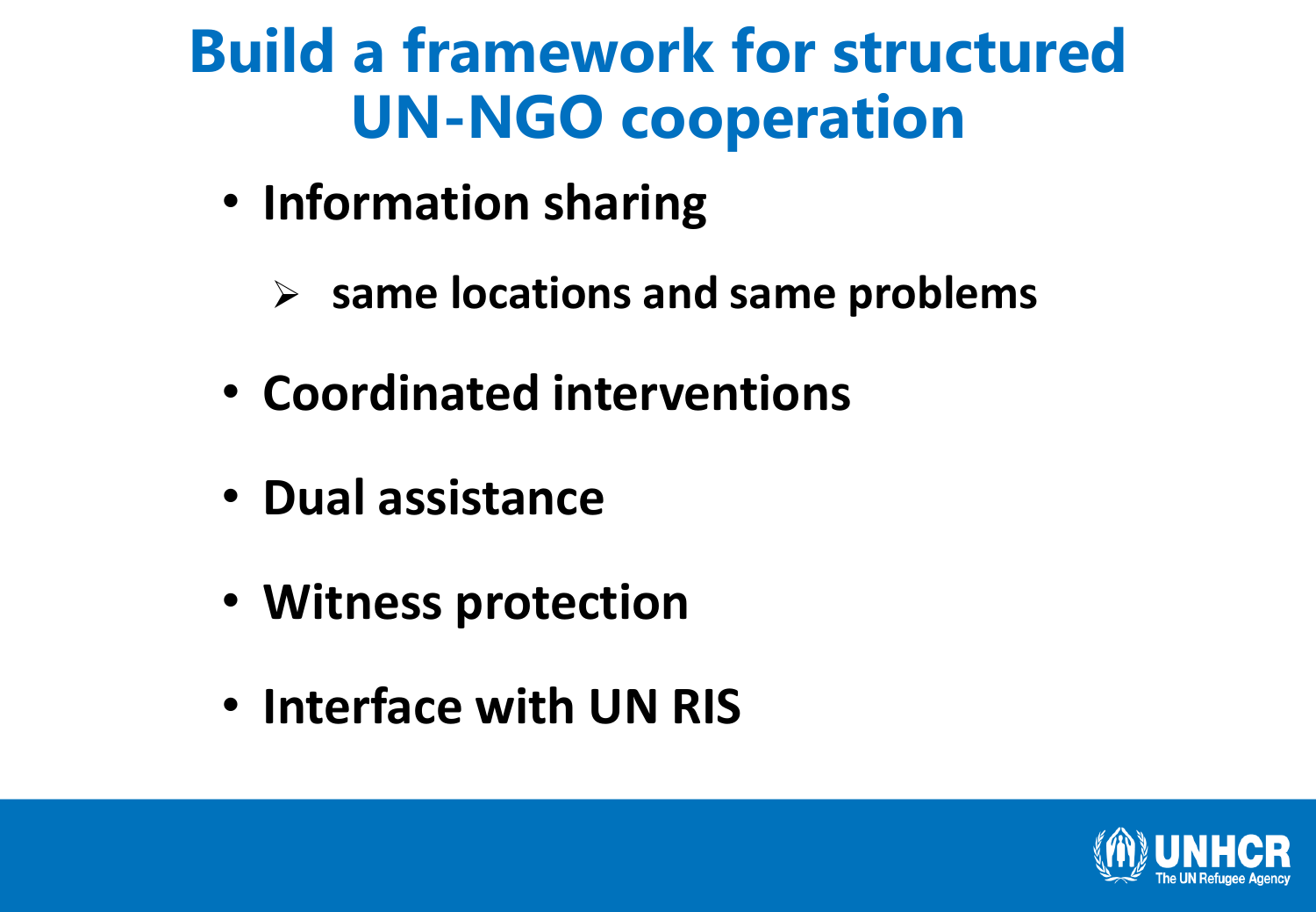# Build a framework for structured UN-NGO cooperation

- **Information sharing**
  - **same locations and same problems**
- **Coordinated interventions**
- **Dual assistance**
- **Witness protection**
- **Interface with UN RIS**